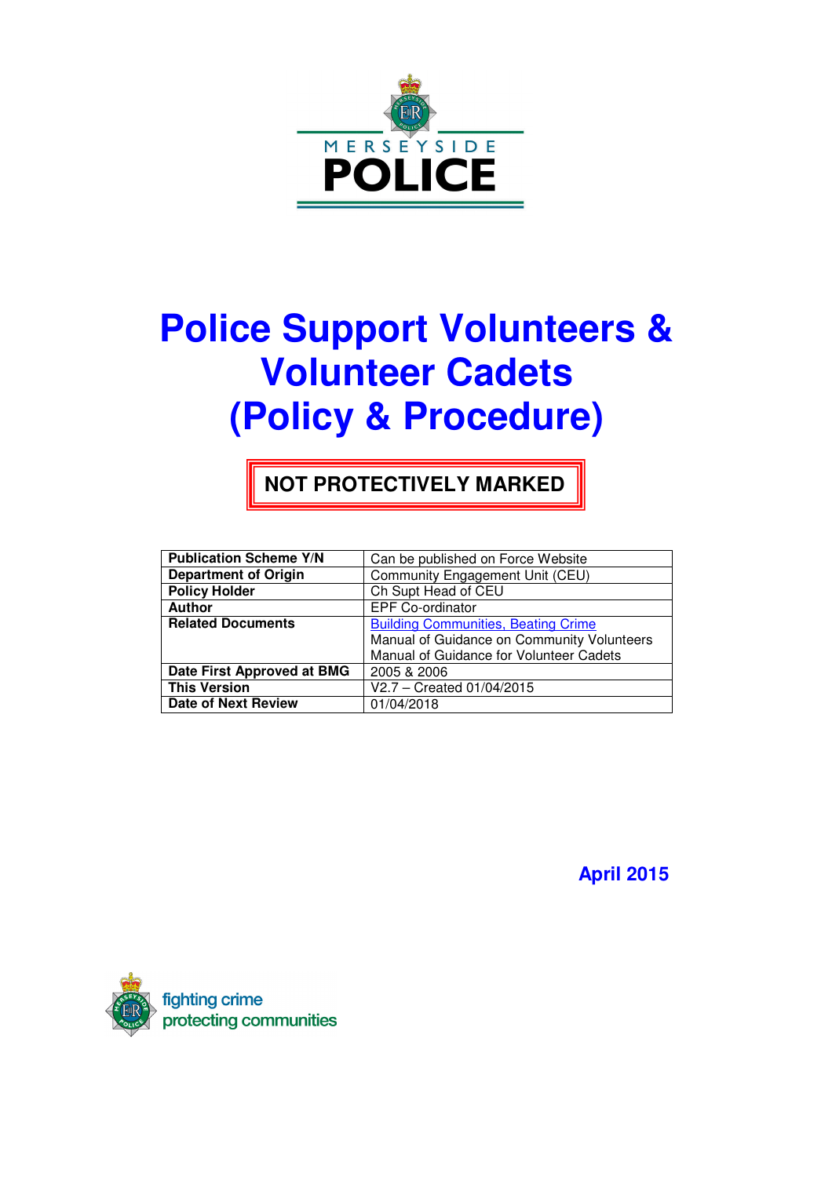MERSEYSIDE
POLICE

# Police Support Volunteers & Volunteer Cadets (Policy & Procedure)

**NOT PROTECTIVELY MARKED**

| | |
|---|---|
| **Publication Scheme Y/N** | Can be published on Force Website |
| **Department of Origin** | Community Engagement Unit (CEU) |
| **Policy Holder** | Ch Supt Head of CEU |
| **Author** | EPF Co-ordinator |
| **Related Documents** | Building Communities, Beating Crime<br>Manual of Guidance on Community Volunteers<br>Manual of Guidance for Volunteer Cadets |
| **Date First Approved at BMG** | 2005 & 2006 |
| **This Version** | V2.7 – Created 01/04/2015 |
| **Date of Next Review** | 01/04/2018 |

**April 2015**

fighting crime
protecting communities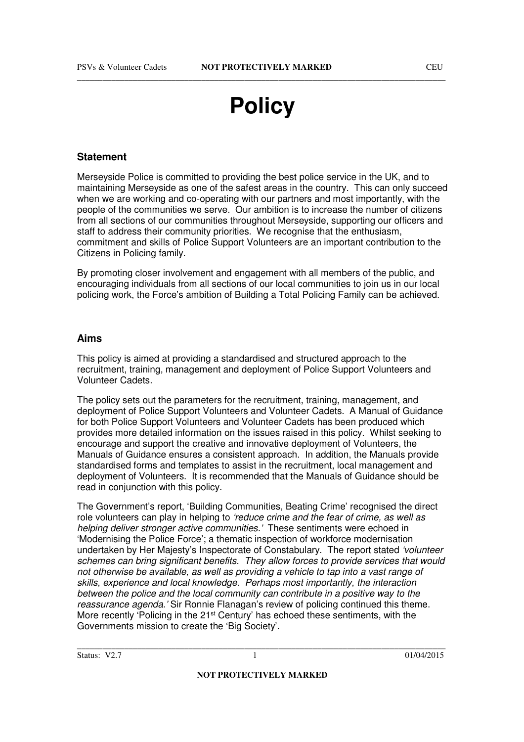# Policy

## Statement

Merseyside Police is committed to providing the best police service in the UK, and to maintaining Merseyside as one of the safest areas in the country. This can only succeed when we are working and co-operating with our partners and most importantly, with the people of the communities we serve. Our ambition is to increase the number of citizens from all sections of our communities throughout Merseyside, supporting our officers and staff to address their community priorities. We recognise that the enthusiasm, commitment and skills of Police Support Volunteers are an important contribution to the Citizens in Policing family.

By promoting closer involvement and engagement with all members of the public, and encouraging individuals from all sections of our local communities to join us in our local policing work, the Force's ambition of Building a Total Policing Family can be achieved.

## Aims

This policy is aimed at providing a standardised and structured approach to the recruitment, training, management and deployment of Police Support Volunteers and Volunteer Cadets.

The policy sets out the parameters for the recruitment, training, management, and deployment of Police Support Volunteers and Volunteer Cadets. A Manual of Guidance for both Police Support Volunteers and Volunteer Cadets has been produced which provides more detailed information on the issues raised in this policy. Whilst seeking to encourage and support the creative and innovative deployment of Volunteers, the Manuals of Guidance ensures a consistent approach. In addition, the Manuals provide standardised forms and templates to assist in the recruitment, local management and deployment of Volunteers. It is recommended that the Manuals of Guidance should be read in conjunction with this policy.

The Government's report, 'Building Communities, Beating Crime' recognised the direct role volunteers can play in helping to *'reduce crime and the fear of crime, as well as helping deliver stronger active communities.'* These sentiments were echoed in 'Modernising the Police Force'; a thematic inspection of workforce modernisation undertaken by Her Majesty's Inspectorate of Constabulary. The report stated *'volunteer schemes can bring significant benefits. They allow forces to provide services that would not otherwise be available, as well as providing a vehicle to tap into a vast range of skills, experience and local knowledge. Perhaps most importantly, the interaction between the police and the local community can contribute in a positive way to the reassurance agenda.'* Sir Ronnie Flanagan's review of policing continued this theme. More recently 'Policing in the 21st Century' has echoed these sentiments, with the Governments mission to create the 'Big Society'.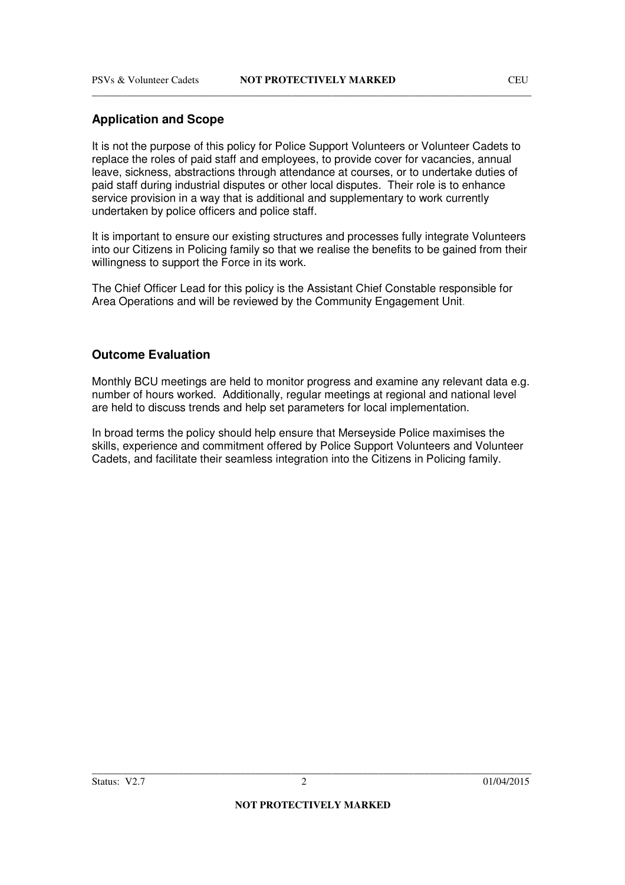## Application and Scope

It is not the purpose of this policy for Police Support Volunteers or Volunteer Cadets to replace the roles of paid staff and employees, to provide cover for vacancies, annual leave, sickness, abstractions through attendance at courses, or to undertake duties of paid staff during industrial disputes or other local disputes. Their role is to enhance service provision in a way that is additional and supplementary to work currently undertaken by police officers and police staff.

It is important to ensure our existing structures and processes fully integrate Volunteers into our Citizens in Policing family so that we realise the benefits to be gained from their willingness to support the Force in its work.

The Chief Officer Lead for this policy is the Assistant Chief Constable responsible for Area Operations and will be reviewed by the Community Engagement Unit.

## Outcome Evaluation

Monthly BCU meetings are held to monitor progress and examine any relevant data e.g. number of hours worked. Additionally, regular meetings at regional and national level are held to discuss trends and help set parameters for local implementation.

In broad terms the policy should help ensure that Merseyside Police maximises the skills, experience and commitment offered by Police Support Volunteers and Volunteer Cadets, and facilitate their seamless integration into the Citizens in Policing family.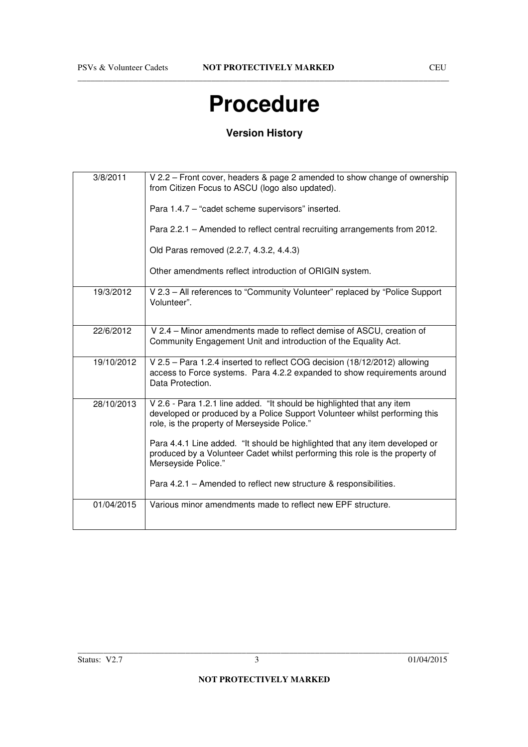# Procedure

## Version History

| Date | Details |
|---|---|
| 3/8/2011 | V 2.2 – Front cover, headers & page 2 amended to show change of ownership from Citizen Focus to ASCU (logo also updated).<br><br>Para 1.4.7 – "cadet scheme supervisors" inserted.<br><br>Para 2.2.1 – Amended to reflect central recruiting arrangements from 2012.<br><br>Old Paras removed (2.2.7, 4.3.2, 4.4.3)<br><br>Other amendments reflect introduction of ORIGIN system. |
| 19/3/2012 | V 2.3 – All references to "Community Volunteer" replaced by "Police Support Volunteer". |
| 22/6/2012 | V 2.4 – Minor amendments made to reflect demise of ASCU, creation of Community Engagement Unit and introduction of the Equality Act. |
| 19/10/2012 | V 2.5 – Para 1.2.4 inserted to reflect COG decision (18/12/2012) allowing access to Force systems. Para 4.2.2 expanded to show requirements around Data Protection. |
| 28/10/2013 | V 2.6 - Para 1.2.1 line added. "It should be highlighted that any item developed or produced by a Police Support Volunteer whilst performing this role, is the property of Merseyside Police."<br><br>Para 4.4.1 Line added. "It should be highlighted that any item developed or produced by a Volunteer Cadet whilst performing this role is the property of Merseyside Police."<br><br>Para 4.2.1 – Amended to reflect new structure & responsibilities. |
| 01/04/2015 | Various minor amendments made to reflect new EPF structure. |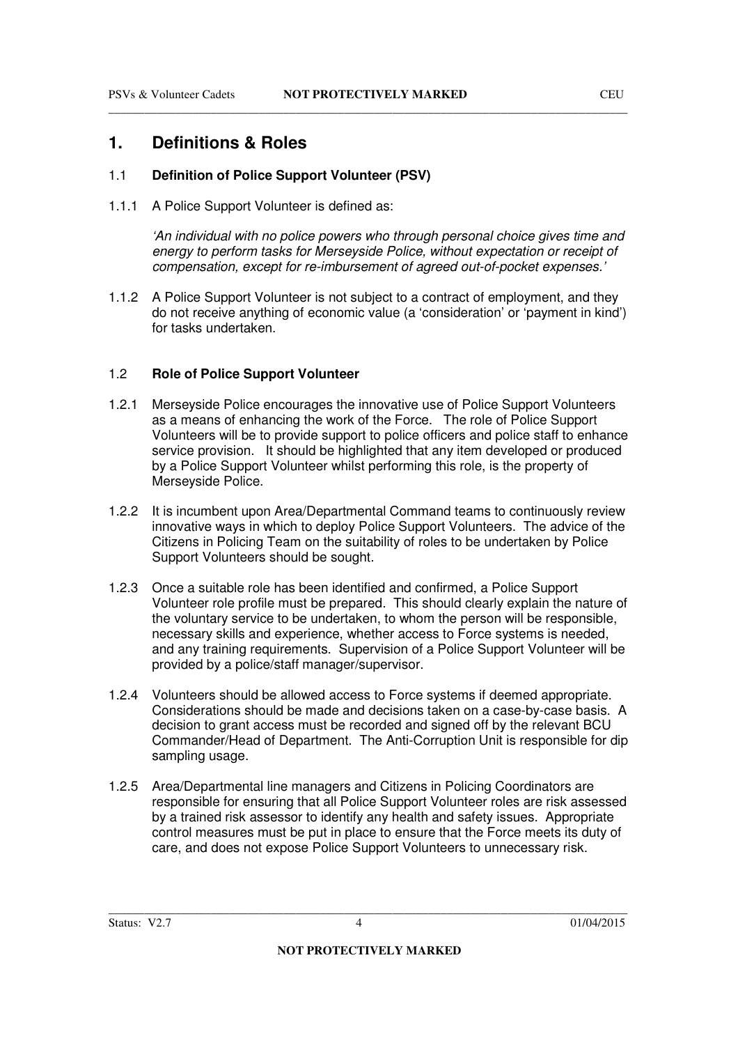# 1. Definitions & Roles

## 1.1 Definition of Police Support Volunteer (PSV)

1.1.1 A Police Support Volunteer is defined as:

*'An individual with no police powers who through personal choice gives time and energy to perform tasks for Merseyside Police, without expectation or receipt of compensation, except for re-imbursement of agreed out-of-pocket expenses.'*

1.1.2 A Police Support Volunteer is not subject to a contract of employment, and they do not receive anything of economic value (a 'consideration' or 'payment in kind') for tasks undertaken.

## 1.2 Role of Police Support Volunteer

1.2.1 Merseyside Police encourages the innovative use of Police Support Volunteers as a means of enhancing the work of the Force. The role of Police Support Volunteers will be to provide support to police officers and police staff to enhance service provision. It should be highlighted that any item developed or produced by a Police Support Volunteer whilst performing this role, is the property of Merseyside Police.

1.2.2 It is incumbent upon Area/Departmental Command teams to continuously review innovative ways in which to deploy Police Support Volunteers. The advice of the Citizens in Policing Team on the suitability of roles to be undertaken by Police Support Volunteers should be sought.

1.2.3 Once a suitable role has been identified and confirmed, a Police Support Volunteer role profile must be prepared. This should clearly explain the nature of the voluntary service to be undertaken, to whom the person will be responsible, necessary skills and experience, whether access to Force systems is needed, and any training requirements. Supervision of a Police Support Volunteer will be provided by a police/staff manager/supervisor.

1.2.4 Volunteers should be allowed access to Force systems if deemed appropriate. Considerations should be made and decisions taken on a case-by-case basis. A decision to grant access must be recorded and signed off by the relevant BCU Commander/Head of Department. The Anti-Corruption Unit is responsible for dip sampling usage.

1.2.5 Area/Departmental line managers and Citizens in Policing Coordinators are responsible for ensuring that all Police Support Volunteer roles are risk assessed by a trained risk assessor to identify any health and safety issues. Appropriate control measures must be put in place to ensure that the Force meets its duty of care, and does not expose Police Support Volunteers to unnecessary risk.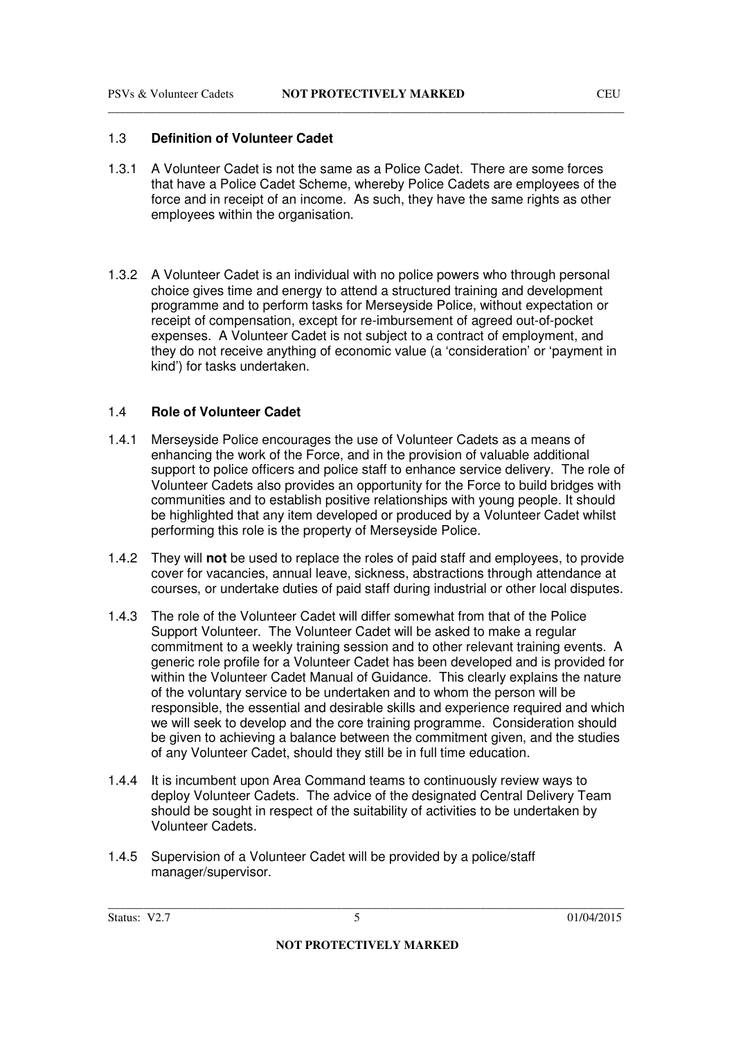### 1.3 Definition of Volunteer Cadet

1.3.1 A Volunteer Cadet is not the same as a Police Cadet. There are some forces that have a Police Cadet Scheme, whereby Police Cadets are employees of the force and in receipt of an income. As such, they have the same rights as other employees within the organisation.

1.3.2 A Volunteer Cadet is an individual with no police powers who through personal choice gives time and energy to attend a structured training and development programme and to perform tasks for Merseyside Police, without expectation or receipt of compensation, except for re-imbursement of agreed out-of-pocket expenses. A Volunteer Cadet is not subject to a contract of employment, and they do not receive anything of economic value (a 'consideration' or 'payment in kind') for tasks undertaken.

### 1.4 Role of Volunteer Cadet

1.4.1 Merseyside Police encourages the use of Volunteer Cadets as a means of enhancing the work of the Force, and in the provision of valuable additional support to police officers and police staff to enhance service delivery. The role of Volunteer Cadets also provides an opportunity for the Force to build bridges with communities and to establish positive relationships with young people. It should be highlighted that any item developed or produced by a Volunteer Cadet whilst performing this role is the property of Merseyside Police.

1.4.2 They will **not** be used to replace the roles of paid staff and employees, to provide cover for vacancies, annual leave, sickness, abstractions through attendance at courses, or undertake duties of paid staff during industrial or other local disputes.

1.4.3 The role of the Volunteer Cadet will differ somewhat from that of the Police Support Volunteer. The Volunteer Cadet will be asked to make a regular commitment to a weekly training session and to other relevant training events. A generic role profile for a Volunteer Cadet has been developed and is provided for within the Volunteer Cadet Manual of Guidance. This clearly explains the nature of the voluntary service to be undertaken and to whom the person will be responsible, the essential and desirable skills and experience required and which we will seek to develop and the core training programme. Consideration should be given to achieving a balance between the commitment given, and the studies of any Volunteer Cadet, should they still be in full time education.

1.4.4 It is incumbent upon Area Command teams to continuously review ways to deploy Volunteer Cadets. The advice of the designated Central Delivery Team should be sought in respect of the suitability of activities to be undertaken by Volunteer Cadets.

1.4.5 Supervision of a Volunteer Cadet will be provided by a police/staff manager/supervisor.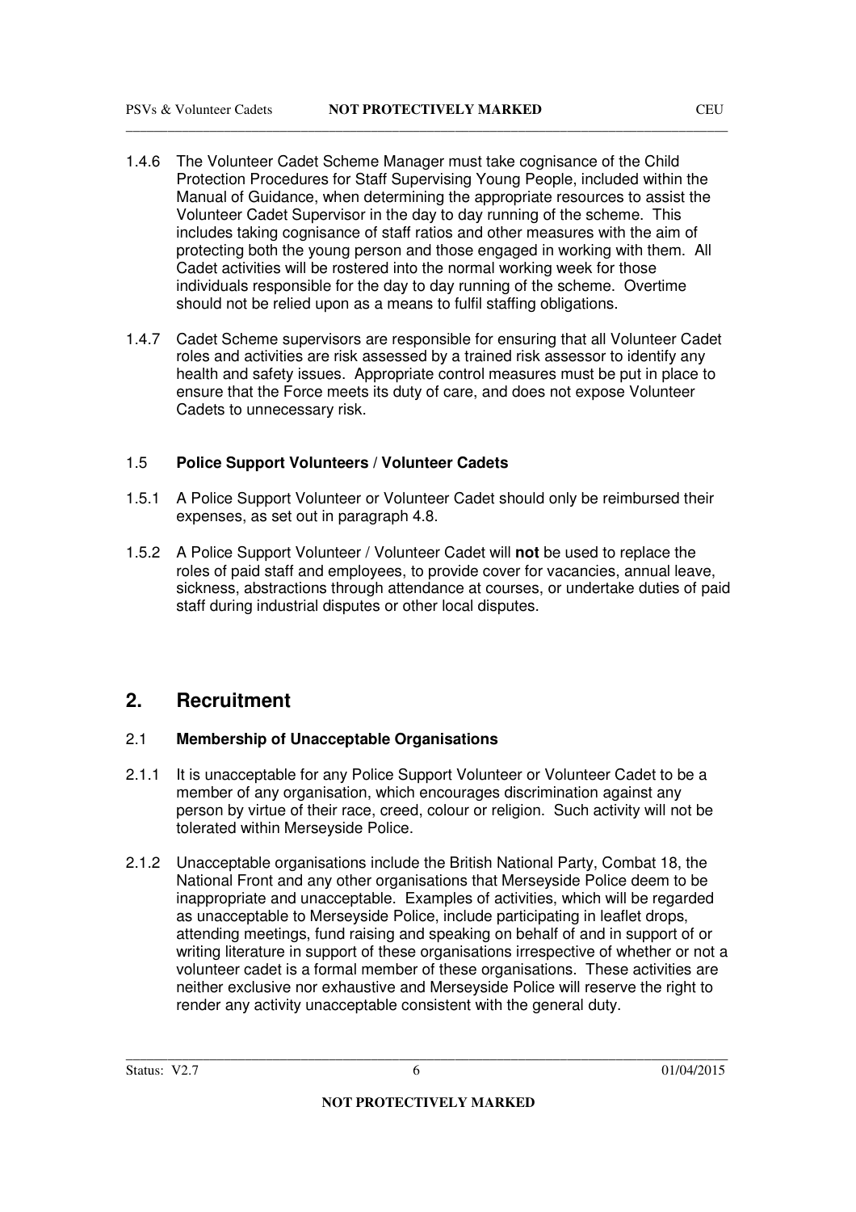1.4.6 The Volunteer Cadet Scheme Manager must take cognisance of the Child Protection Procedures for Staff Supervising Young People, included within the Manual of Guidance, when determining the appropriate resources to assist the Volunteer Cadet Supervisor in the day to day running of the scheme. This includes taking cognisance of staff ratios and other measures with the aim of protecting both the young person and those engaged in working with them. All Cadet activities will be rostered into the normal working week for those individuals responsible for the day to day running of the scheme. Overtime should not be relied upon as a means to fulfil staffing obligations.

1.4.7 Cadet Scheme supervisors are responsible for ensuring that all Volunteer Cadet roles and activities are risk assessed by a trained risk assessor to identify any health and safety issues. Appropriate control measures must be put in place to ensure that the Force meets its duty of care, and does not expose Volunteer Cadets to unnecessary risk.

### 1.5 **Police Support Volunteers / Volunteer Cadets**

1.5.1 A Police Support Volunteer or Volunteer Cadet should only be reimbursed their expenses, as set out in paragraph 4.8.

1.5.2 A Police Support Volunteer / Volunteer Cadet will **not** be used to replace the roles of paid staff and employees, to provide cover for vacancies, annual leave, sickness, abstractions through attendance at courses, or undertake duties of paid staff during industrial disputes or other local disputes.

## 2. Recruitment

### 2.1 **Membership of Unacceptable Organisations**

2.1.1 It is unacceptable for any Police Support Volunteer or Volunteer Cadet to be a member of any organisation, which encourages discrimination against any person by virtue of their race, creed, colour or religion. Such activity will not be tolerated within Merseyside Police.

2.1.2 Unacceptable organisations include the British National Party, Combat 18, the National Front and any other organisations that Merseyside Police deem to be inappropriate and unacceptable. Examples of activities, which will be regarded as unacceptable to Merseyside Police, include participating in leaflet drops, attending meetings, fund raising and speaking on behalf of and in support of or writing literature in support of these organisations irrespective of whether or not a volunteer cadet is a formal member of these organisations. These activities are neither exclusive nor exhaustive and Merseyside Police will reserve the right to render any activity unacceptable consistent with the general duty.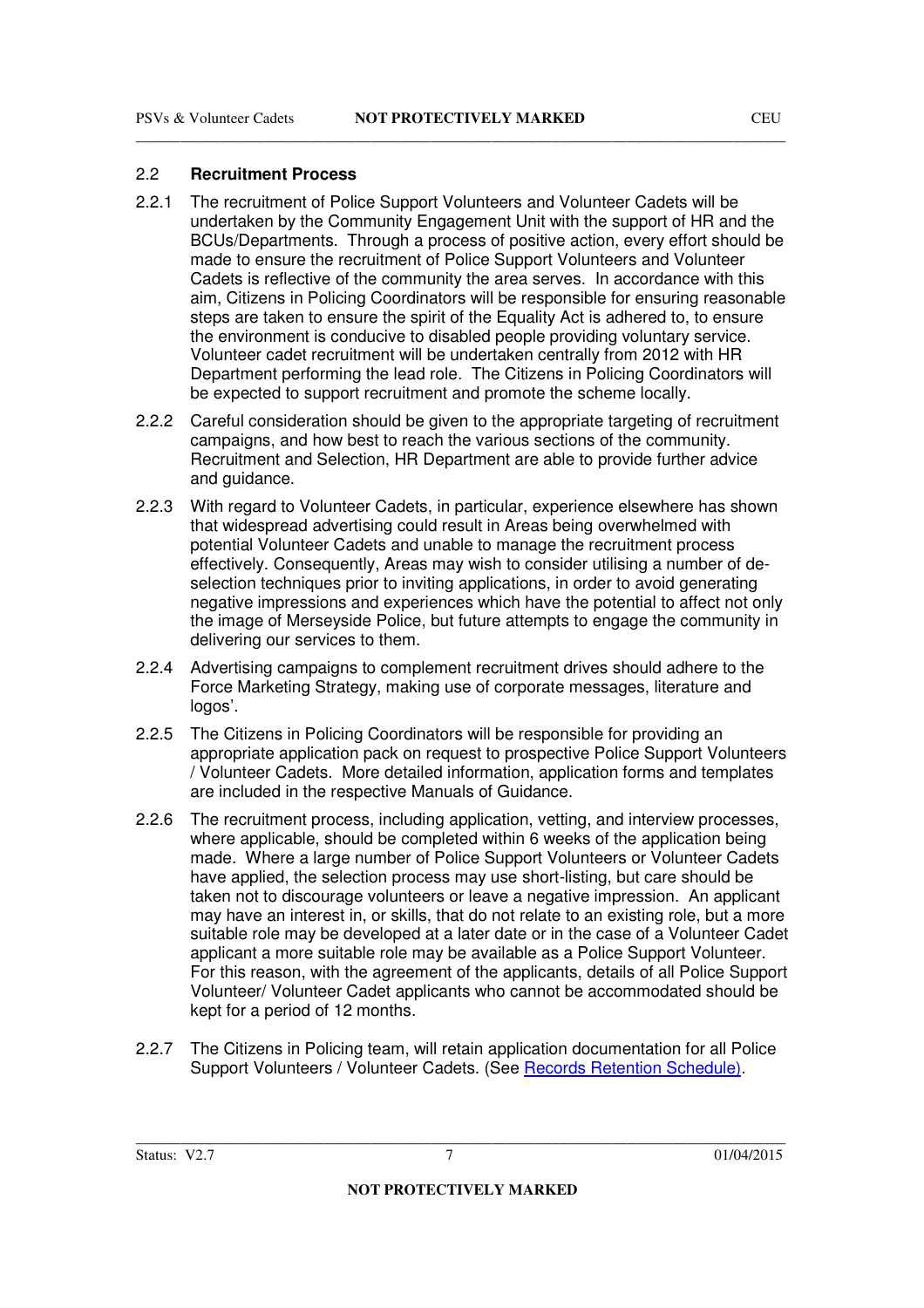## 2.2 Recruitment Process

2.2.1 The recruitment of Police Support Volunteers and Volunteer Cadets will be undertaken by the Community Engagement Unit with the support of HR and the BCUs/Departments. Through a process of positive action, every effort should be made to ensure the recruitment of Police Support Volunteers and Volunteer Cadets is reflective of the community the area serves. In accordance with this aim, Citizens in Policing Coordinators will be responsible for ensuring reasonable steps are taken to ensure the spirit of the Equality Act is adhered to, to ensure the environment is conducive to disabled people providing voluntary service. Volunteer cadet recruitment will be undertaken centrally from 2012 with HR Department performing the lead role. The Citizens in Policing Coordinators will be expected to support recruitment and promote the scheme locally.

2.2.2 Careful consideration should be given to the appropriate targeting of recruitment campaigns, and how best to reach the various sections of the community. Recruitment and Selection, HR Department are able to provide further advice and guidance.

2.2.3 With regard to Volunteer Cadets, in particular, experience elsewhere has shown that widespread advertising could result in Areas being overwhelmed with potential Volunteer Cadets and unable to manage the recruitment process effectively. Consequently, Areas may wish to consider utilising a number of de-selection techniques prior to inviting applications, in order to avoid generating negative impressions and experiences which have the potential to affect not only the image of Merseyside Police, but future attempts to engage the community in delivering our services to them.

2.2.4 Advertising campaigns to complement recruitment drives should adhere to the Force Marketing Strategy, making use of corporate messages, literature and logos'.

2.2.5 The Citizens in Policing Coordinators will be responsible for providing an appropriate application pack on request to prospective Police Support Volunteers / Volunteer Cadets. More detailed information, application forms and templates are included in the respective Manuals of Guidance.

2.2.6 The recruitment process, including application, vetting, and interview processes, where applicable, should be completed within 6 weeks of the application being made. Where a large number of Police Support Volunteers or Volunteer Cadets have applied, the selection process may use short-listing, but care should be taken not to discourage volunteers or leave a negative impression. An applicant may have an interest in, or skills, that do not relate to an existing role, but a more suitable role may be developed at a later date or in the case of a Volunteer Cadet applicant a more suitable role may be available as a Police Support Volunteer. For this reason, with the agreement of the applicants, details of all Police Support Volunteer/ Volunteer Cadet applicants who cannot be accommodated should be kept for a period of 12 months.

2.2.7 The Citizens in Policing team, will retain application documentation for all Police Support Volunteers / Volunteer Cadets. (See Records Retention Schedule).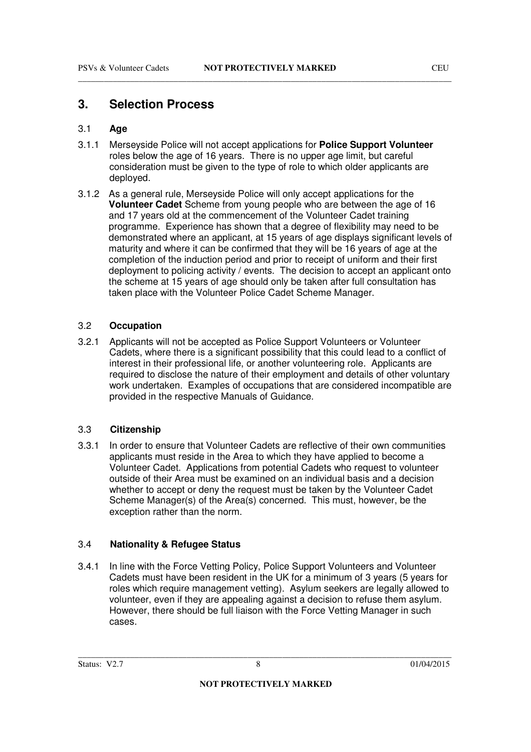## 3. Selection Process

### 3.1 Age

3.1.1 Merseyside Police will not accept applications for **Police Support Volunteer** roles below the age of 16 years. There is no upper age limit, but careful consideration must be given to the type of role to which older applicants are deployed.

3.1.2 As a general rule, Merseyside Police will only accept applications for the **Volunteer Cadet** Scheme from young people who are between the age of 16 and 17 years old at the commencement of the Volunteer Cadet training programme. Experience has shown that a degree of flexibility may need to be demonstrated where an applicant, at 15 years of age displays significant levels of maturity and where it can be confirmed that they will be 16 years of age at the completion of the induction period and prior to receipt of uniform and their first deployment to policing activity / events. The decision to accept an applicant onto the scheme at 15 years of age should only be taken after full consultation has taken place with the Volunteer Police Cadet Scheme Manager.

### 3.2 Occupation

3.2.1 Applicants will not be accepted as Police Support Volunteers or Volunteer Cadets, where there is a significant possibility that this could lead to a conflict of interest in their professional life, or another volunteering role. Applicants are required to disclose the nature of their employment and details of other voluntary work undertaken. Examples of occupations that are considered incompatible are provided in the respective Manuals of Guidance.

### 3.3 Citizenship

3.3.1 In order to ensure that Volunteer Cadets are reflective of their own communities applicants must reside in the Area to which they have applied to become a Volunteer Cadet. Applications from potential Cadets who request to volunteer outside of their Area must be examined on an individual basis and a decision whether to accept or deny the request must be taken by the Volunteer Cadet Scheme Manager(s) of the Area(s) concerned. This must, however, be the exception rather than the norm.

### 3.4 Nationality & Refugee Status

3.4.1 In line with the Force Vetting Policy, Police Support Volunteers and Volunteer Cadets must have been resident in the UK for a minimum of 3 years (5 years for roles which require management vetting). Asylum seekers are legally allowed to volunteer, even if they are appealing against a decision to refuse them asylum. However, there should be full liaison with the Force Vetting Manager in such cases.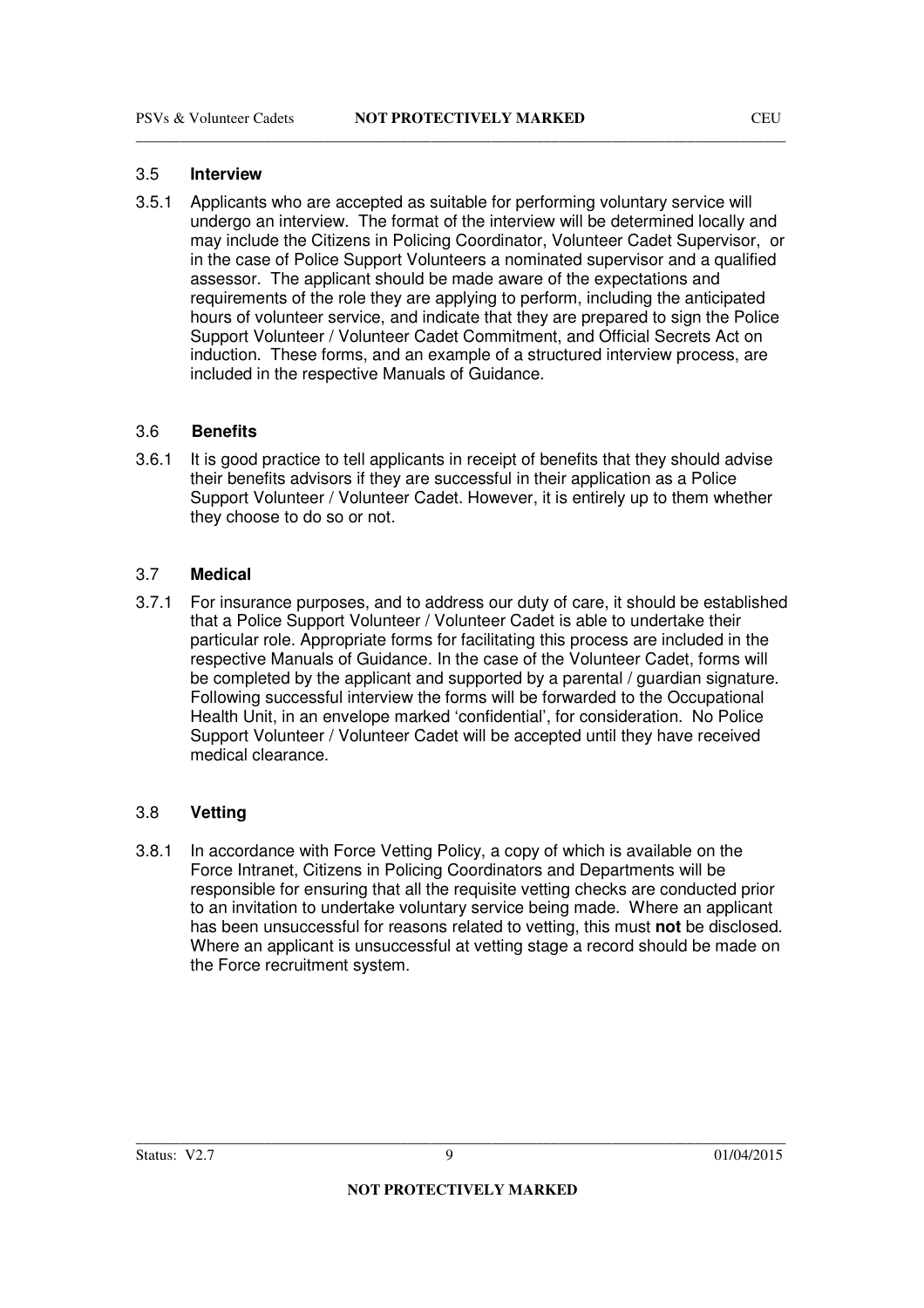### 3.5 Interview

3.5.1 Applicants who are accepted as suitable for performing voluntary service will undergo an interview. The format of the interview will be determined locally and may include the Citizens in Policing Coordinator, Volunteer Cadet Supervisor, or in the case of Police Support Volunteers a nominated supervisor and a qualified assessor. The applicant should be made aware of the expectations and requirements of the role they are applying to perform, including the anticipated hours of volunteer service, and indicate that they are prepared to sign the Police Support Volunteer / Volunteer Cadet Commitment, and Official Secrets Act on induction. These forms, and an example of a structured interview process, are included in the respective Manuals of Guidance.

### 3.6 Benefits

3.6.1 It is good practice to tell applicants in receipt of benefits that they should advise their benefits advisors if they are successful in their application as a Police Support Volunteer / Volunteer Cadet. However, it is entirely up to them whether they choose to do so or not.

### 3.7 Medical

3.7.1 For insurance purposes, and to address our duty of care, it should be established that a Police Support Volunteer / Volunteer Cadet is able to undertake their particular role. Appropriate forms for facilitating this process are included in the respective Manuals of Guidance. In the case of the Volunteer Cadet, forms will be completed by the applicant and supported by a parental / guardian signature. Following successful interview the forms will be forwarded to the Occupational Health Unit, in an envelope marked 'confidential', for consideration. No Police Support Volunteer / Volunteer Cadet will be accepted until they have received medical clearance.

### 3.8 Vetting

3.8.1 In accordance with Force Vetting Policy, a copy of which is available on the Force Intranet, Citizens in Policing Coordinators and Departments will be responsible for ensuring that all the requisite vetting checks are conducted prior to an invitation to undertake voluntary service being made. Where an applicant has been unsuccessful for reasons related to vetting, this must **not** be disclosed. Where an applicant is unsuccessful at vetting stage a record should be made on the Force recruitment system.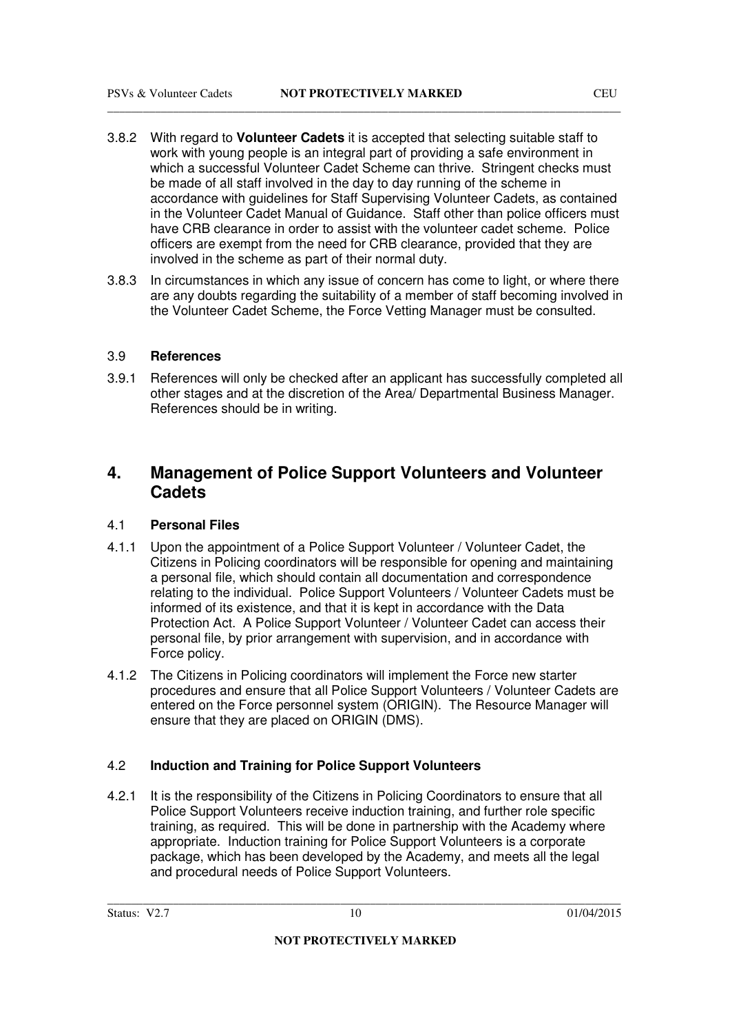3.8.2 With regard to **Volunteer Cadets** it is accepted that selecting suitable staff to work with young people is an integral part of providing a safe environment in which a successful Volunteer Cadet Scheme can thrive. Stringent checks must be made of all staff involved in the day to day running of the scheme in accordance with guidelines for Staff Supervising Volunteer Cadets, as contained in the Volunteer Cadet Manual of Guidance. Staff other than police officers must have CRB clearance in order to assist with the volunteer cadet scheme. Police officers are exempt from the need for CRB clearance, provided that they are involved in the scheme as part of their normal duty.

3.8.3 In circumstances in which any issue of concern has come to light, or where there are any doubts regarding the suitability of a member of staff becoming involved in the Volunteer Cadet Scheme, the Force Vetting Manager must be consulted.

### 3.9 References

3.9.1 References will only be checked after an applicant has successfully completed all other stages and at the discretion of the Area/ Departmental Business Manager. References should be in writing.

## 4. Management of Police Support Volunteers and Volunteer Cadets

### 4.1 Personal Files

4.1.1 Upon the appointment of a Police Support Volunteer / Volunteer Cadet, the Citizens in Policing coordinators will be responsible for opening and maintaining a personal file, which should contain all documentation and correspondence relating to the individual. Police Support Volunteers / Volunteer Cadets must be informed of its existence, and that it is kept in accordance with the Data Protection Act. A Police Support Volunteer / Volunteer Cadet can access their personal file, by prior arrangement with supervision, and in accordance with Force policy.

4.1.2 The Citizens in Policing coordinators will implement the Force new starter procedures and ensure that all Police Support Volunteers / Volunteer Cadets are entered on the Force personnel system (ORIGIN). The Resource Manager will ensure that they are placed on ORIGIN (DMS).

### 4.2 Induction and Training for Police Support Volunteers

4.2.1 It is the responsibility of the Citizens in Policing Coordinators to ensure that all Police Support Volunteers receive induction training, and further role specific training, as required. This will be done in partnership with the Academy where appropriate. Induction training for Police Support Volunteers is a corporate package, which has been developed by the Academy, and meets all the legal and procedural needs of Police Support Volunteers.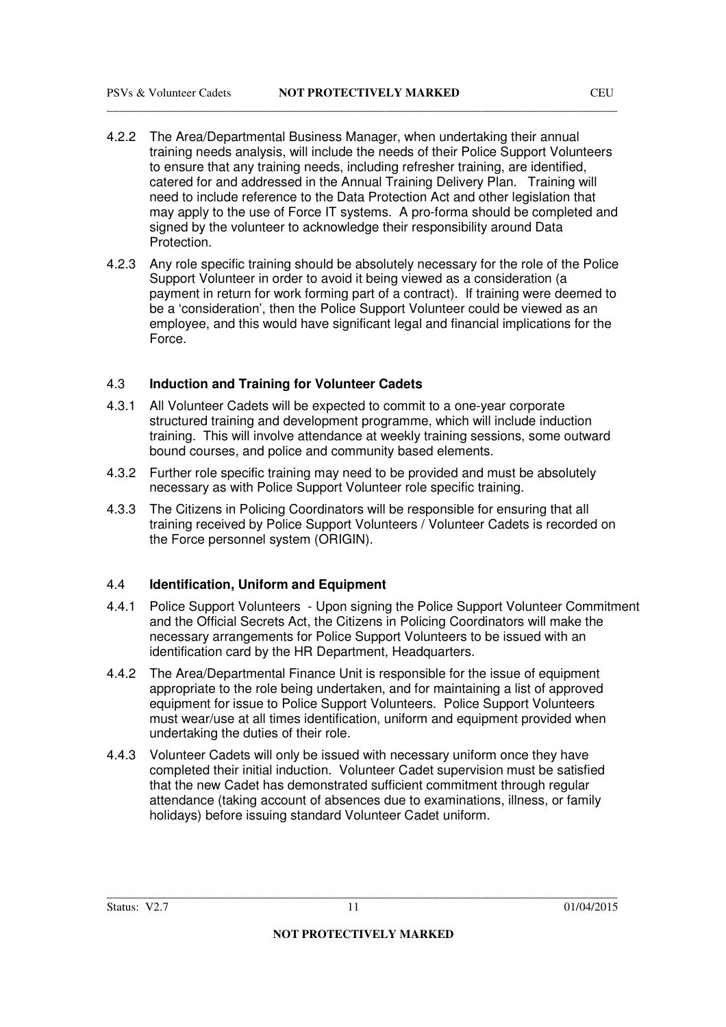4.2.2 The Area/Departmental Business Manager, when undertaking their annual training needs analysis, will include the needs of their Police Support Volunteers to ensure that any training needs, including refresher training, are identified, catered for and addressed in the Annual Training Delivery Plan. Training will need to include reference to the Data Protection Act and other legislation that may apply to the use of Force IT systems. A pro-forma should be completed and signed by the volunteer to acknowledge their responsibility around Data Protection.

4.2.3 Any role specific training should be absolutely necessary for the role of the Police Support Volunteer in order to avoid it being viewed as a consideration (a payment in return for work forming part of a contract). If training were deemed to be a 'consideration', then the Police Support Volunteer could be viewed as an employee, and this would have significant legal and financial implications for the Force.

### 4.3 Induction and Training for Volunteer Cadets

4.3.1 All Volunteer Cadets will be expected to commit to a one-year corporate structured training and development programme, which will include induction training. This will involve attendance at weekly training sessions, some outward bound courses, and police and community based elements.

4.3.2 Further role specific training may need to be provided and must be absolutely necessary as with Police Support Volunteer role specific training.

4.3.3 The Citizens in Policing Coordinators will be responsible for ensuring that all training received by Police Support Volunteers / Volunteer Cadets is recorded on the Force personnel system (ORIGIN).

### 4.4 Identification, Uniform and Equipment

4.4.1 Police Support Volunteers - Upon signing the Police Support Volunteer Commitment and the Official Secrets Act, the Citizens in Policing Coordinators will make the necessary arrangements for Police Support Volunteers to be issued with an identification card by the HR Department, Headquarters.

4.4.2 The Area/Departmental Finance Unit is responsible for the issue of equipment appropriate to the role being undertaken, and for maintaining a list of approved equipment for issue to Police Support Volunteers. Police Support Volunteers must wear/use at all times identification, uniform and equipment provided when undertaking the duties of their role.

4.4.3 Volunteer Cadets will only be issued with necessary uniform once they have completed their initial induction. Volunteer Cadet supervision must be satisfied that the new Cadet has demonstrated sufficient commitment through regular attendance (taking account of absences due to examinations, illness, or family holidays) before issuing standard Volunteer Cadet uniform.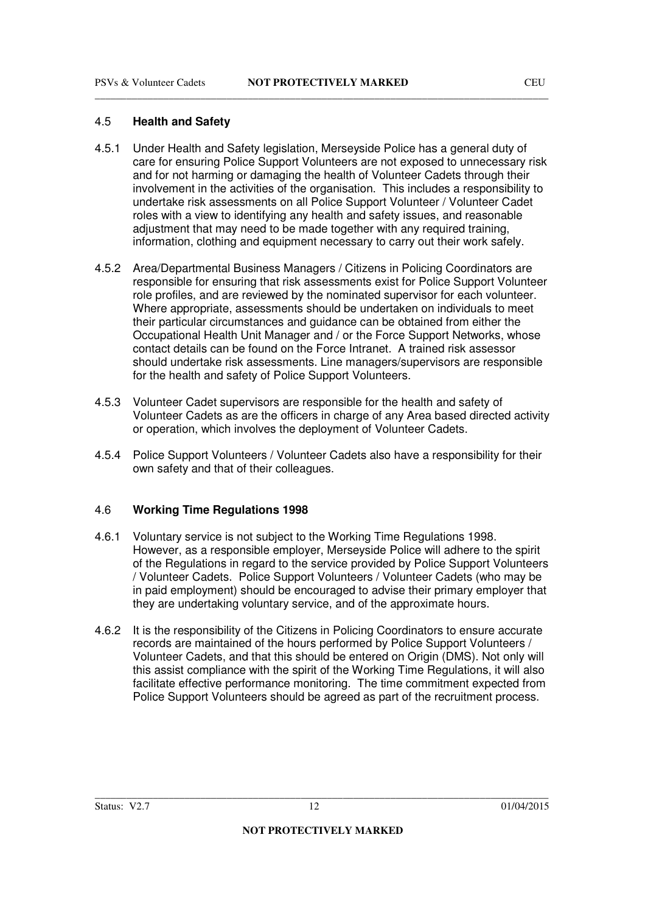### 4.5 **Health and Safety**

4.5.1 Under Health and Safety legislation, Merseyside Police has a general duty of care for ensuring Police Support Volunteers are not exposed to unnecessary risk and for not harming or damaging the health of Volunteer Cadets through their involvement in the activities of the organisation. This includes a responsibility to undertake risk assessments on all Police Support Volunteer / Volunteer Cadet roles with a view to identifying any health and safety issues, and reasonable adjustment that may need to be made together with any required training, information, clothing and equipment necessary to carry out their work safely.

4.5.2 Area/Departmental Business Managers / Citizens in Policing Coordinators are responsible for ensuring that risk assessments exist for Police Support Volunteer role profiles, and are reviewed by the nominated supervisor for each volunteer. Where appropriate, assessments should be undertaken on individuals to meet their particular circumstances and guidance can be obtained from either the Occupational Health Unit Manager and / or the Force Support Networks, whose contact details can be found on the Force Intranet. A trained risk assessor should undertake risk assessments. Line managers/supervisors are responsible for the health and safety of Police Support Volunteers.

4.5.3 Volunteer Cadet supervisors are responsible for the health and safety of Volunteer Cadets as are the officers in charge of any Area based directed activity or operation, which involves the deployment of Volunteer Cadets.

4.5.4 Police Support Volunteers / Volunteer Cadets also have a responsibility for their own safety and that of their colleagues.

### 4.6 **Working Time Regulations 1998**

4.6.1 Voluntary service is not subject to the Working Time Regulations 1998. However, as a responsible employer, Merseyside Police will adhere to the spirit of the Regulations in regard to the service provided by Police Support Volunteers / Volunteer Cadets. Police Support Volunteers / Volunteer Cadets (who may be in paid employment) should be encouraged to advise their primary employer that they are undertaking voluntary service, and of the approximate hours.

4.6.2 It is the responsibility of the Citizens in Policing Coordinators to ensure accurate records are maintained of the hours performed by Police Support Volunteers / Volunteer Cadets, and that this should be entered on Origin (DMS). Not only will this assist compliance with the spirit of the Working Time Regulations, it will also facilitate effective performance monitoring. The time commitment expected from Police Support Volunteers should be agreed as part of the recruitment process.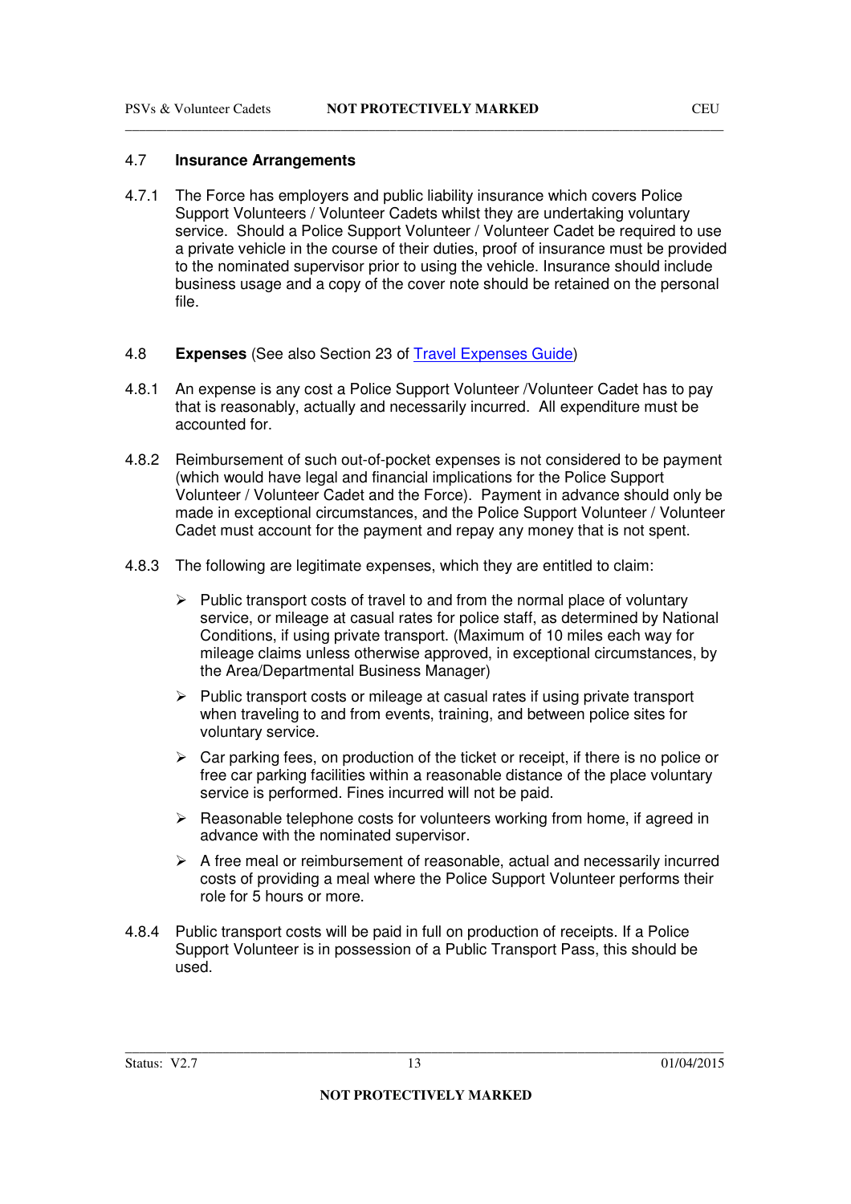### 4.7 Insurance Arrangements

4.7.1 The Force has employers and public liability insurance which covers Police Support Volunteers / Volunteer Cadets whilst they are undertaking voluntary service. Should a Police Support Volunteer / Volunteer Cadet be required to use a private vehicle in the course of their duties, proof of insurance must be provided to the nominated supervisor prior to using the vehicle. Insurance should include business usage and a copy of the cover note should be retained on the personal file.

### 4.8 Expenses (See also Section 23 of Travel Expenses Guide)

4.8.1 An expense is any cost a Police Support Volunteer /Volunteer Cadet has to pay that is reasonably, actually and necessarily incurred. All expenditure must be accounted for.

4.8.2 Reimbursement of such out-of-pocket expenses is not considered to be payment (which would have legal and financial implications for the Police Support Volunteer / Volunteer Cadet and the Force). Payment in advance should only be made in exceptional circumstances, and the Police Support Volunteer / Volunteer Cadet must account for the payment and repay any money that is not spent.

4.8.3 The following are legitimate expenses, which they are entitled to claim:

- Public transport costs of travel to and from the normal place of voluntary service, or mileage at casual rates for police staff, as determined by National Conditions, if using private transport. (Maximum of 10 miles each way for mileage claims unless otherwise approved, in exceptional circumstances, by the Area/Departmental Business Manager)
- Public transport costs or mileage at casual rates if using private transport when traveling to and from events, training, and between police sites for voluntary service.
- Car parking fees, on production of the ticket or receipt, if there is no police or free car parking facilities within a reasonable distance of the place voluntary service is performed. Fines incurred will not be paid.
- Reasonable telephone costs for volunteers working from home, if agreed in advance with the nominated supervisor.
- A free meal or reimbursement of reasonable, actual and necessarily incurred costs of providing a meal where the Police Support Volunteer performs their role for 5 hours or more.

4.8.4 Public transport costs will be paid in full on production of receipts. If a Police Support Volunteer is in possession of a Public Transport Pass, this should be used.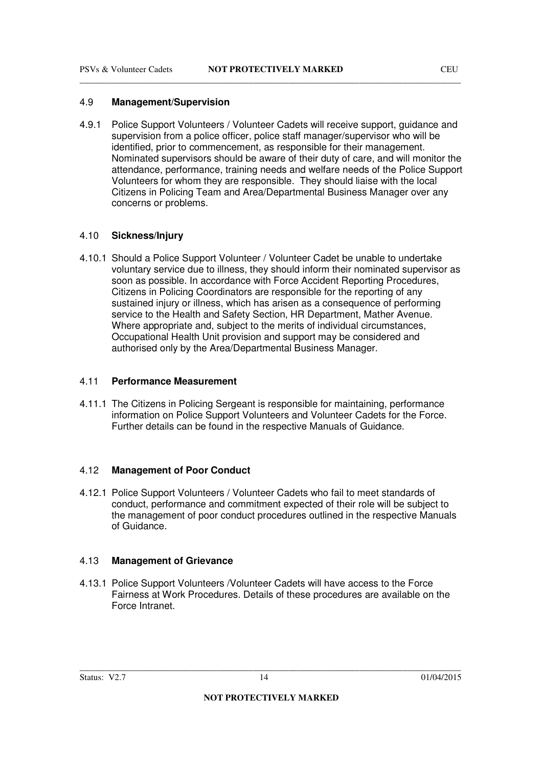### 4.9 **Management/Supervision**

4.9.1 Police Support Volunteers / Volunteer Cadets will receive support, guidance and supervision from a police officer, police staff manager/supervisor who will be identified, prior to commencement, as responsible for their management. Nominated supervisors should be aware of their duty of care, and will monitor the attendance, performance, training needs and welfare needs of the Police Support Volunteers for whom they are responsible. They should liaise with the local Citizens in Policing Team and Area/Departmental Business Manager over any concerns or problems.

### 4.10 **Sickness/Injury**

4.10.1 Should a Police Support Volunteer / Volunteer Cadet be unable to undertake voluntary service due to illness, they should inform their nominated supervisor as soon as possible. In accordance with Force Accident Reporting Procedures, Citizens in Policing Coordinators are responsible for the reporting of any sustained injury or illness, which has arisen as a consequence of performing service to the Health and Safety Section, HR Department, Mather Avenue. Where appropriate and, subject to the merits of individual circumstances, Occupational Health Unit provision and support may be considered and authorised only by the Area/Departmental Business Manager.

### 4.11 **Performance Measurement**

4.11.1 The Citizens in Policing Sergeant is responsible for maintaining, performance information on Police Support Volunteers and Volunteer Cadets for the Force. Further details can be found in the respective Manuals of Guidance.

### 4.12 **Management of Poor Conduct**

4.12.1 Police Support Volunteers / Volunteer Cadets who fail to meet standards of conduct, performance and commitment expected of their role will be subject to the management of poor conduct procedures outlined in the respective Manuals of Guidance.

### 4.13 **Management of Grievance**

4.13.1 Police Support Volunteers /Volunteer Cadets will have access to the Force Fairness at Work Procedures. Details of these procedures are available on the Force Intranet.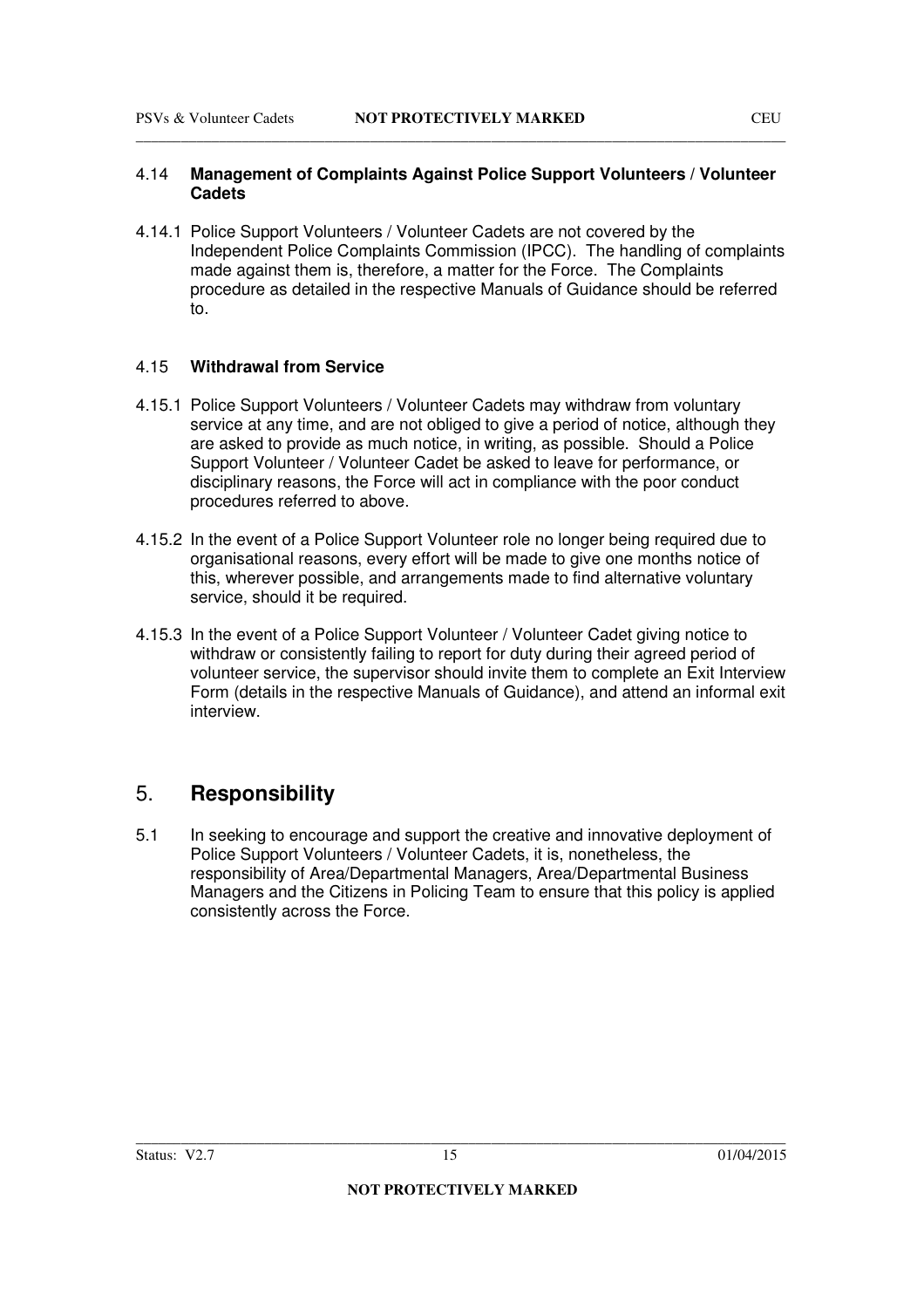### 4.14 Management of Complaints Against Police Support Volunteers / Volunteer Cadets

4.14.1 Police Support Volunteers / Volunteer Cadets are not covered by the Independent Police Complaints Commission (IPCC). The handling of complaints made against them is, therefore, a matter for the Force. The Complaints procedure as detailed in the respective Manuals of Guidance should be referred to.

### 4.15 Withdrawal from Service

4.15.1 Police Support Volunteers / Volunteer Cadets may withdraw from voluntary service at any time, and are not obliged to give a period of notice, although they are asked to provide as much notice, in writing, as possible. Should a Police Support Volunteer / Volunteer Cadet be asked to leave for performance, or disciplinary reasons, the Force will act in compliance with the poor conduct procedures referred to above.

4.15.2 In the event of a Police Support Volunteer role no longer being required due to organisational reasons, every effort will be made to give one months notice of this, wherever possible, and arrangements made to find alternative voluntary service, should it be required.

4.15.3 In the event of a Police Support Volunteer / Volunteer Cadet giving notice to withdraw or consistently failing to report for duty during their agreed period of volunteer service, the supervisor should invite them to complete an Exit Interview Form (details in the respective Manuals of Guidance), and attend an informal exit interview.

## 5. Responsibility

5.1 In seeking to encourage and support the creative and innovative deployment of Police Support Volunteers / Volunteer Cadets, it is, nonetheless, the responsibility of Area/Departmental Managers, Area/Departmental Business Managers and the Citizens in Policing Team to ensure that this policy is applied consistently across the Force.